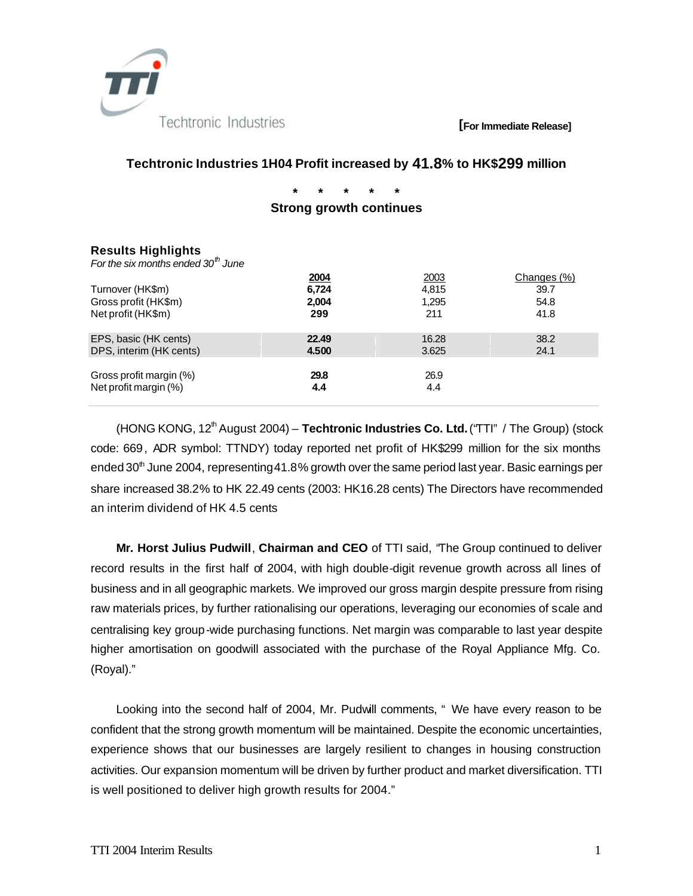Techtronic Industries

[For Immediate Release]

# Techtronic Industries 1H04 Profit increased by 41.8% to HK$299 million

\* \* \* \* \*

## Strong growth continues

### Results Highlights

*For the six months ended 30th June*

| | 2004 | 2003 | Changes (%) |
|---|---|---|---|
| Turnover (HK$m) | **6,724** | 4,815 | 39.7 |
| Gross profit (HK$m) | **2,004** | 1,295 | 54.8 |
| Net profit (HK$m) | **299** | 211 | 41.8 |
| EPS, basic (HK cents) | **22.49** | 16.28 | 38.2 |
| DPS, interim (HK cents) | **4.500** | 3.625 | 24.1 |
| Gross profit margin (%) | **29.8** | 26.9 | |
| Net profit margin (%) | **4.4** | 4.4 | |

(HONG KONG, 12th August 2004) – **Techtronic Industries Co. Ltd.** ("TTI" / The Group) (stock code: 669, ADR symbol: TTNDY) today reported net profit of HK$299 million for the six months ended 30th June 2004, representing 41.8% growth over the same period last year. Basic earnings per share increased 38.2% to HK 22.49 cents (2003: HK16.28 cents) The Directors have recommended an interim dividend of HK 4.5 cents

**Mr. Horst Julius Pudwill**, **Chairman and CEO** of TTI said, "The Group continued to deliver record results in the first half of 2004, with high double-digit revenue growth across all lines of business and in all geographic markets. We improved our gross margin despite pressure from rising raw materials prices, by further rationalising our operations, leveraging our economies of scale and centralising key group-wide purchasing functions. Net margin was comparable to last year despite higher amortisation on goodwill associated with the purchase of the Royal Appliance Mfg. Co. (Royal)."

Looking into the second half of 2004, Mr. Pudwill comments, " We have every reason to be confident that the strong growth momentum will be maintained. Despite the economic uncertainties, experience shows that our businesses are largely resilient to changes in housing construction activities. Our expansion momentum will be driven by further product and market diversification. TTI is well positioned to deliver high growth results for 2004."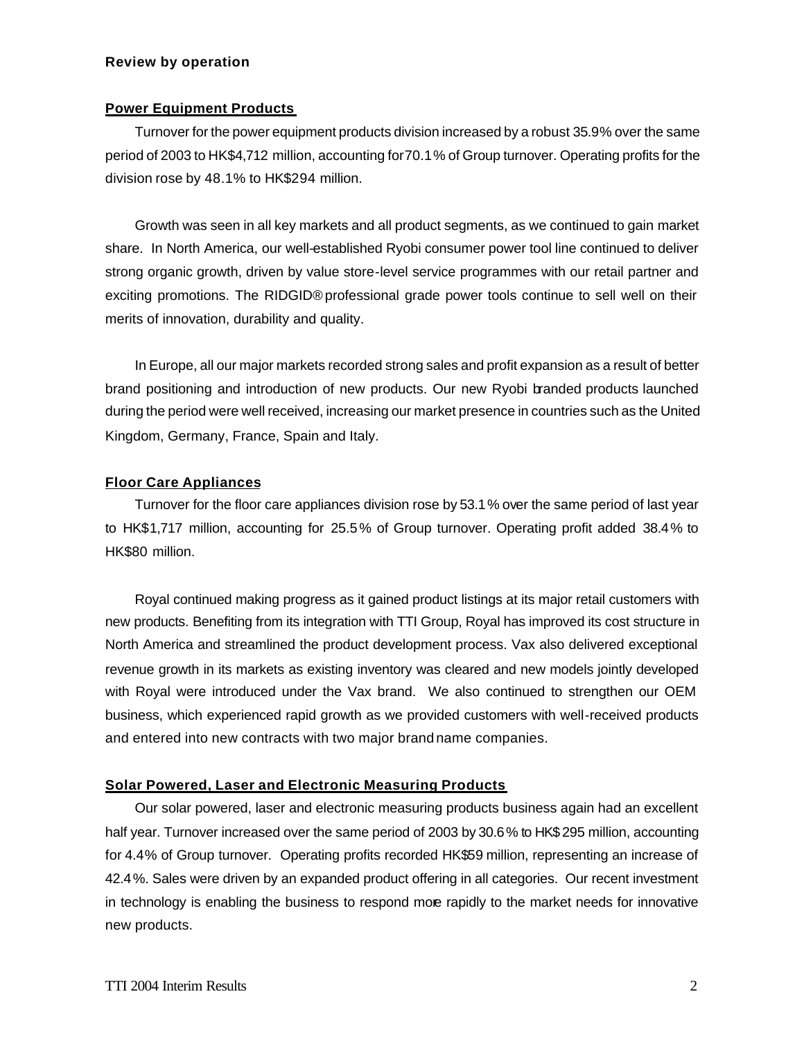**Review by operation**

**Power Equipment Products**

Turnover for the power equipment products division increased by a robust 35.9% over the same period of 2003 to HK$4,712 million, accounting for 70.1% of Group turnover. Operating profits for the division rose by 48.1% to HK$294 million.

Growth was seen in all key markets and all product segments, as we continued to gain market share. In North America, our well-established Ryobi consumer power tool line continued to deliver strong organic growth, driven by value store-level service programmes with our retail partner and exciting promotions. The RIDGID® professional grade power tools continue to sell well on their merits of innovation, durability and quality.

In Europe, all our major markets recorded strong sales and profit expansion as a result of better brand positioning and introduction of new products. Our new Ryobi branded products launched during the period were well received, increasing our market presence in countries such as the United Kingdom, Germany, France, Spain and Italy.

**Floor Care Appliances**

Turnover for the floor care appliances division rose by 53.1% over the same period of last year to HK$1,717 million, accounting for 25.5% of Group turnover. Operating profit added 38.4% to HK$80 million.

Royal continued making progress as it gained product listings at its major retail customers with new products. Benefiting from its integration with TTI Group, Royal has improved its cost structure in North America and streamlined the product development process. Vax also delivered exceptional revenue growth in its markets as existing inventory was cleared and new models jointly developed with Royal were introduced under the Vax brand. We also continued to strengthen our OEM business, which experienced rapid growth as we provided customers with well-received products and entered into new contracts with two major brand name companies.

**Solar Powered, Laser and Electronic Measuring Products**

Our solar powered, laser and electronic measuring products business again had an excellent half year. Turnover increased over the same period of 2003 by 30.6% to HK$295 million, accounting for 4.4% of Group turnover. Operating profits recorded HK$59 million, representing an increase of 42.4%. Sales were driven by an expanded product offering in all categories. Our recent investment in technology is enabling the business to respond more rapidly to the market needs for innovative new products.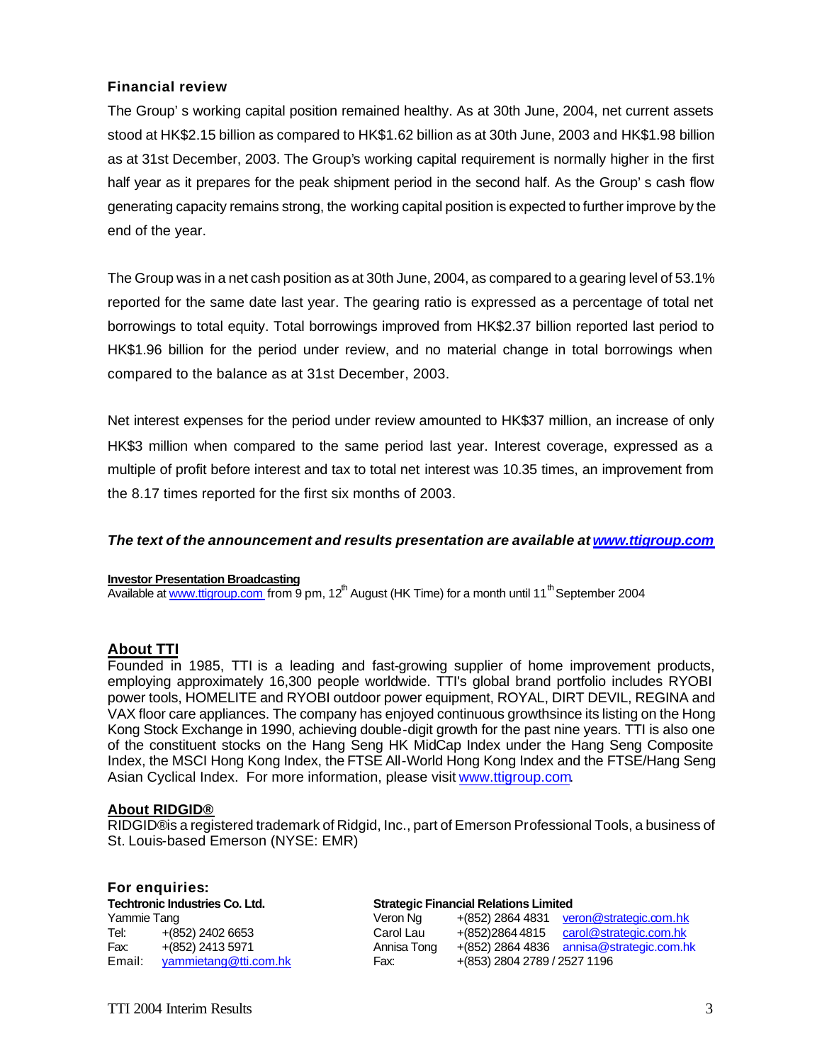### Financial review

The Group' s working capital position remained healthy. As at 30th June, 2004, net current assets stood at HK$2.15 billion as compared to HK$1.62 billion as at 30th June, 2003 and HK$1.98 billion as at 31st December, 2003. The Group's working capital requirement is normally higher in the first half year as it prepares for the peak shipment period in the second half. As the Group' s cash flow generating capacity remains strong, the working capital position is expected to further improve by the end of the year.

The Group was in a net cash position as at 30th June, 2004, as compared to a gearing level of 53.1% reported for the same date last year. The gearing ratio is expressed as a percentage of total net borrowings to total equity. Total borrowings improved from HK$2.37 billion reported last period to HK$1.96 billion for the period under review, and no material change in total borrowings when compared to the balance as at 31st December, 2003.

Net interest expenses for the period under review amounted to HK$37 million, an increase of only HK$3 million when compared to the same period last year. Interest coverage, expressed as a multiple of profit before interest and tax to total net interest was 10.35 times, an improvement from the 8.17 times reported for the first six months of 2003.

***The text of the announcement and results presentation are available at www.ttigroup.com***

**Investor Presentation Broadcasting**
Available at www.ttigroup.com from 9 pm, 12th August (HK Time) for a month until 11th September 2004

## About TTI

Founded in 1985, TTI is a leading and fast-growing supplier of home improvement products, employing approximately 16,300 people worldwide. TTI's global brand portfolio includes RYOBI power tools, HOMELITE and RYOBI outdoor power equipment, ROYAL, DIRT DEVIL, REGINA and VAX floor care appliances. The company has enjoyed continuous growthsince its listing on the Hong Kong Stock Exchange in 1990, achieving double-digit growth for the past nine years. TTI is also one of the constituent stocks on the Hang Seng HK MidCap Index under the Hang Seng Composite Index, the MSCI Hong Kong Index, the FTSE All-World Hong Kong Index and the FTSE/Hang Seng Asian Cyclical Index. For more information, please visit www.ttigroup.com.

## About RIDGID®

RIDGID®is a registered trademark of Ridgid, Inc., part of Emerson Professional Tools, a business of St. Louis-based Emerson (NYSE: EMR)

### For enquiries:

**Techtronic Industries Co. Ltd.**
Yammie Tang
Tel: +(852) 2402 6653
Fax: +(852) 2413 5971
Email: yammietang@tti.com.hk

**Strategic Financial Relations Limited**

| | | |
|---|---|---|
| Veron Ng | +(852) 2864 4831 | veron@strategic.com.hk |
| Carol Lau | +(852)2864 4815 | carol@strategic.com.hk |
| Annisa Tong | +(852) 2864 4836 | annisa@strategic.com.hk |
| Fax: | +(853) 2804 2789 / 2527 1196 | |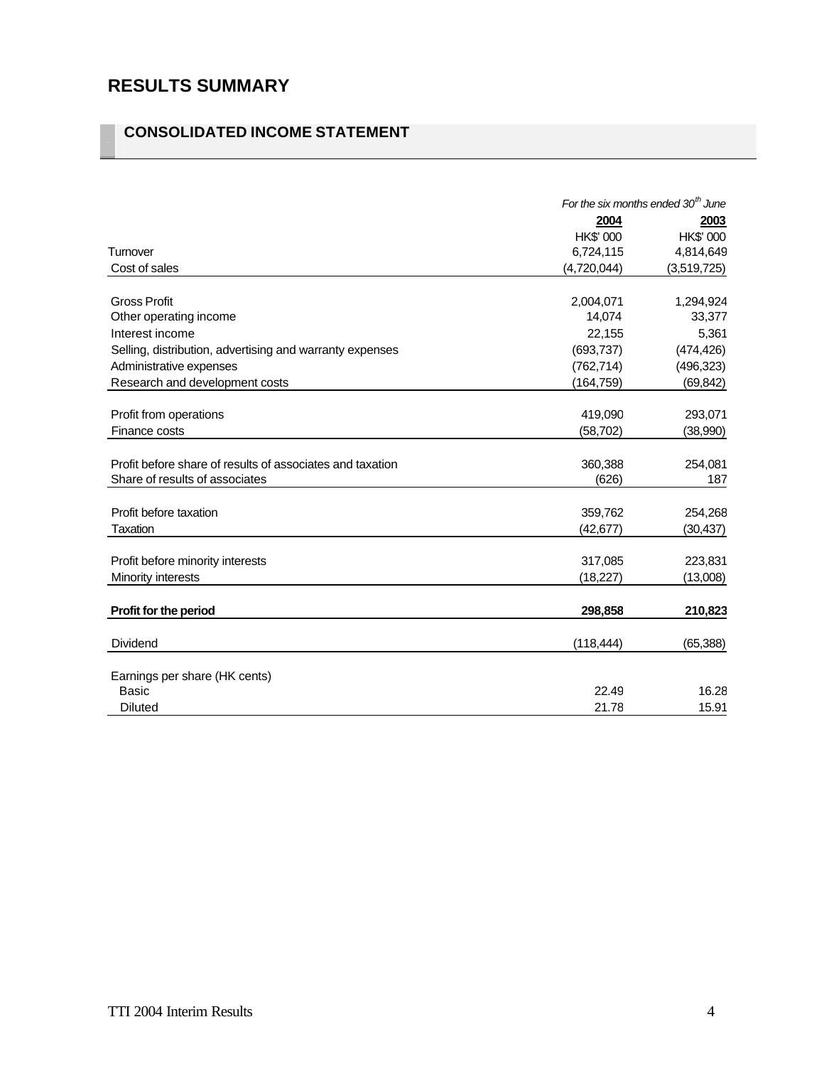# RESULTS SUMMARY

## CONSOLIDATED INCOME STATEMENT

| | *For the six months ended 30th June* | |
|---|---|---|
| | **2004** | **2003** |
| | HK$' 000 | HK$' 000 |
| Turnover | 6,724,115 | 4,814,649 |
| Cost of sales | (4,720,044) | (3,519,725) |
| Gross Profit | 2,004,071 | 1,294,924 |
| Other operating income | 14,074 | 33,377 |
| Interest income | 22,155 | 5,361 |
| Selling, distribution, advertising and warranty expenses | (693,737) | (474,426) |
| Administrative expenses | (762,714) | (496,323) |
| Research and development costs | (164,759) | (69,842) |
| Profit from operations | 419,090 | 293,071 |
| Finance costs | (58,702) | (38,990) |
| Profit before share of results of associates and taxation | 360,388 | 254,081 |
| Share of results of associates | (626) | 187 |
| Profit before taxation | 359,762 | 254,268 |
| Taxation | (42,677) | (30,437) |
| Profit before minority interests | 317,085 | 223,831 |
| Minority interests | (18,227) | (13,008) |
| **Profit for the period** | **298,858** | **210,823** |
| Dividend | (118,444) | (65,388) |
| Earnings per share (HK cents) | | |
| Basic | 22.49 | 16.28 |
| Diluted | 21.78 | 15.91 |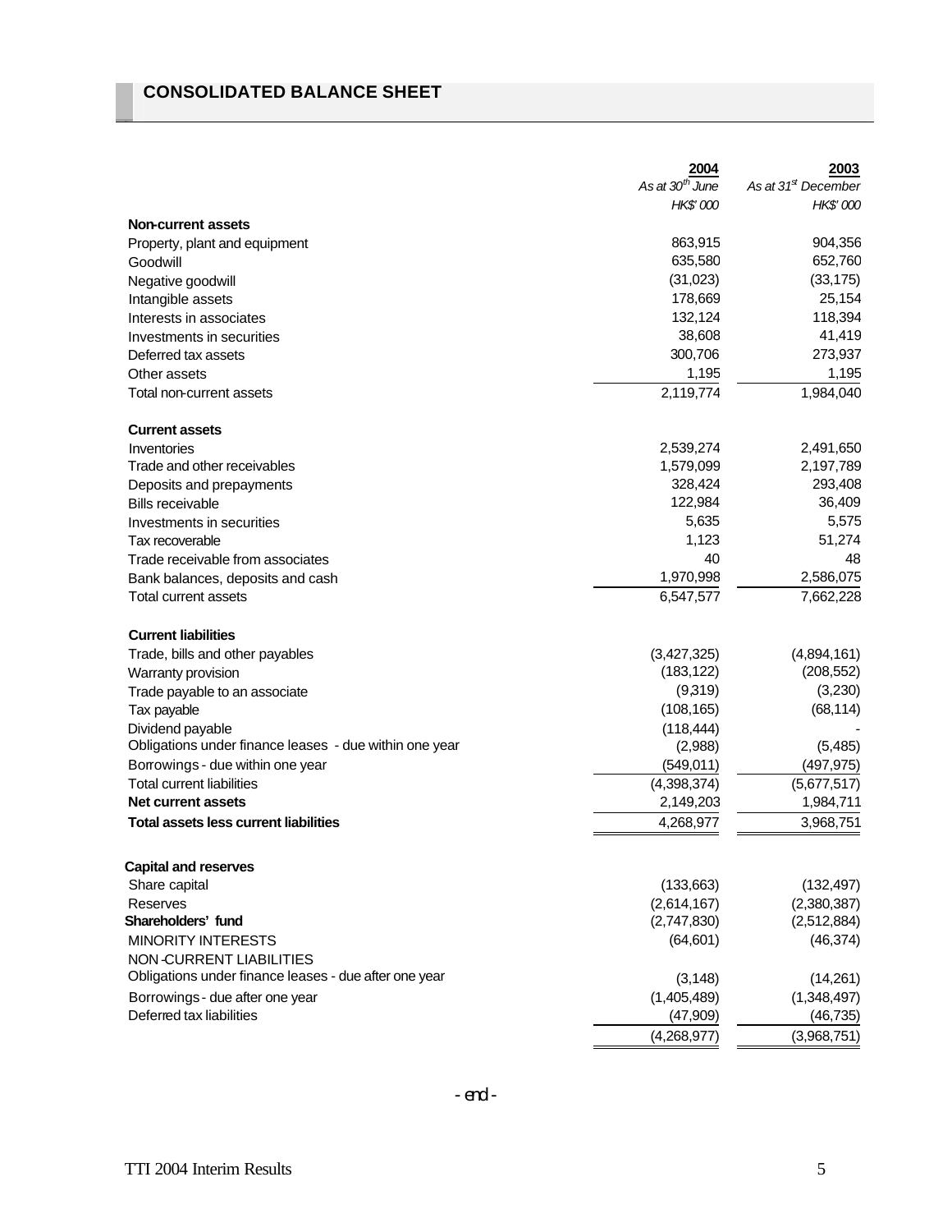## CONSOLIDATED BALANCE SHEET

| | 2004 | 2003 |
|---|---|---|
| | *As at 30th June* | *As at 31st December* |
| | *HK$' 000* | *HK$' 000* |
| **Non-current assets** | | |
| Property, plant and equipment | 863,915 | 904,356 |
| Goodwill | 635,580 | 652,760 |
| Negative goodwill | (31,023) | (33,175) |
| Intangible assets | 178,669 | 25,154 |
| Interests in associates | 132,124 | 118,394 |
| Investments in securities | 38,608 | 41,419 |
| Deferred tax assets | 300,706 | 273,937 |
| Other assets | 1,195 | 1,195 |
| Total non-current assets | 2,119,774 | 1,984,040 |
| **Current assets** | | |
| Inventories | 2,539,274 | 2,491,650 |
| Trade and other receivables | 1,579,099 | 2,197,789 |
| Deposits and prepayments | 328,424 | 293,408 |
| Bills receivable | 122,984 | 36,409 |
| Investments in securities | 5,635 | 5,575 |
| Tax recoverable | 1,123 | 51,274 |
| Trade receivable from associates | 40 | 48 |
| Bank balances, deposits and cash | 1,970,998 | 2,586,075 |
| Total current assets | 6,547,577 | 7,662,228 |
| **Current liabilities** | | |
| Trade, bills and other payables | (3,427,325) | (4,894,161) |
| Warranty provision | (183,122) | (208,552) |
| Trade payable to an associate | (9,319) | (3,230) |
| Tax payable | (108,165) | (68,114) |
| Dividend payable | (118,444) | - |
| Obligations under finance leases - due within one year | (2,988) | (5,485) |
| Borrowings - due within one year | (549,011) | (497,975) |
| Total current liabilities | (4,398,374) | (5,677,517) |
| **Net current assets** | 2,149,203 | 1,984,711 |
| **Total assets less current liabilities** | 4,268,977 | 3,968,751 |
| **Capital and reserves** | | |
| Share capital | (133,663) | (132,497) |
| Reserves | (2,614,167) | (2,380,387) |
| **Shareholders' fund** | (2,747,830) | (2,512,884) |
| MINORITY INTERESTS | (64,601) | (46,374) |
| NON-CURRENT LIABILITIES | | |
| Obligations under finance leases - due after one year | (3,148) | (14,261) |
| Borrowings - due after one year | (1,405,489) | (1,348,497) |
| Deferred tax liabilities | (47,909) | (46,735) |
| | (4,268,977) | (3,968,751) |

- end -